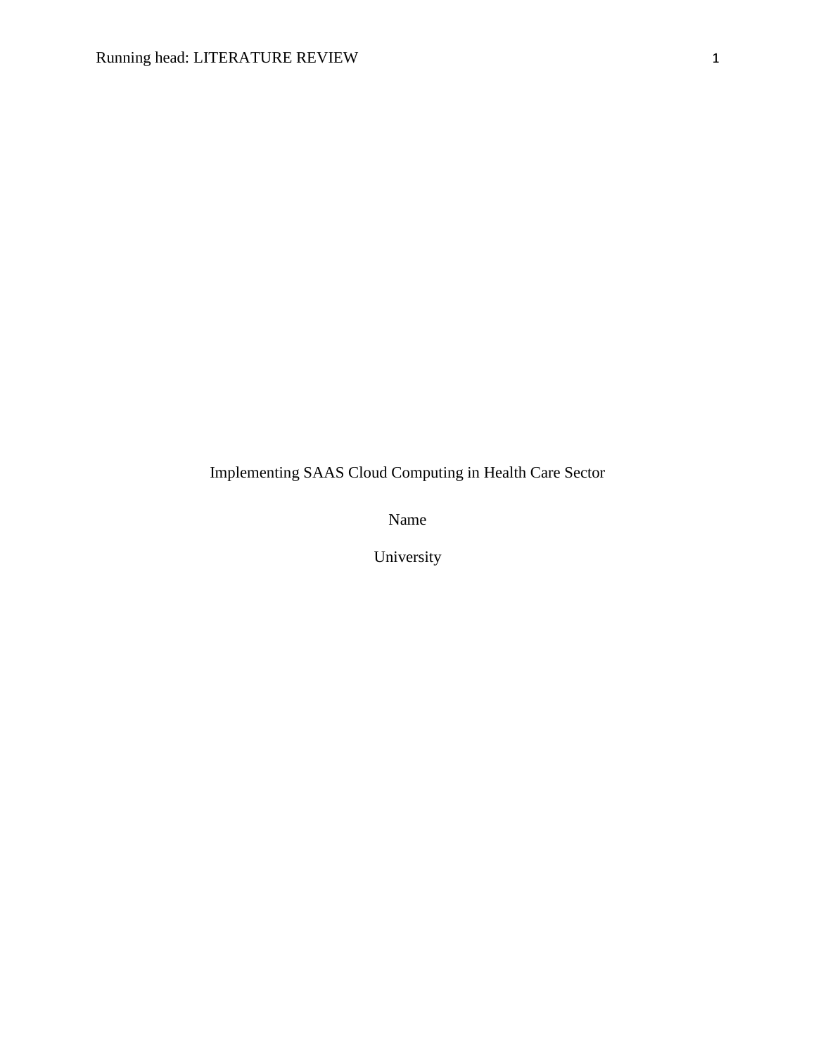Implementing SAAS Cloud Computing in Health Care Sector

Name

University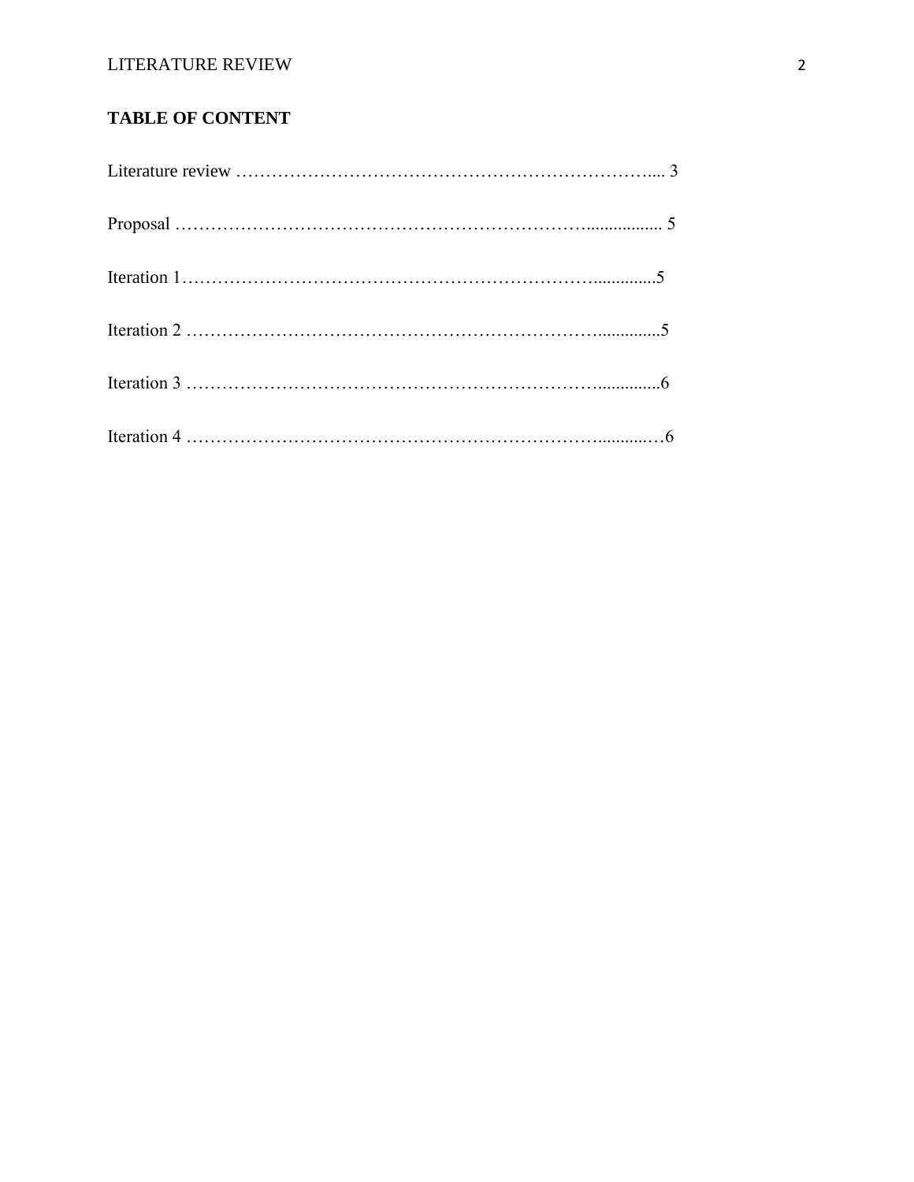**TABLE OF CONTENT**

Literature review …………………………………………………………….... 3

Proposal ……………………………………………………………................. 5

Iteration 1……………………………………………………………..............5

Iteration 2 ……………………………………………………………..............5

Iteration 3 ……………………………………………………………..............6

Iteration 4 ……………………………………………………………...........…6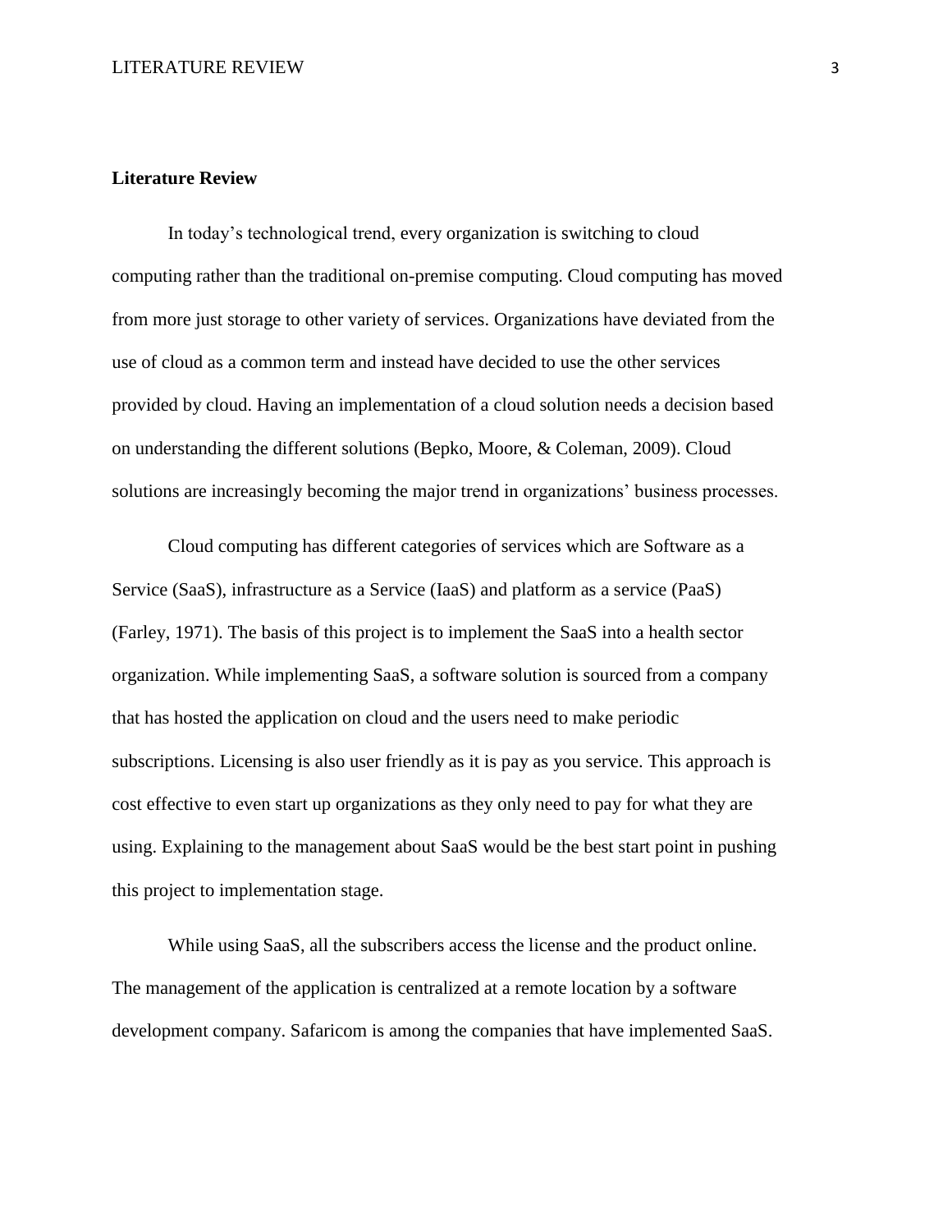**Literature Review**

In today's technological trend, every organization is switching to cloud computing rather than the traditional on-premise computing. Cloud computing has moved from more just storage to other variety of services. Organizations have deviated from the use of cloud as a common term and instead have decided to use the other services provided by cloud. Having an implementation of a cloud solution needs a decision based on understanding the different solutions (Bepko, Moore, & Coleman, 2009). Cloud solutions are increasingly becoming the major trend in organizations' business processes.

Cloud computing has different categories of services which are Software as a Service (SaaS), infrastructure as a Service (IaaS) and platform as a service (PaaS) (Farley, 1971). The basis of this project is to implement the SaaS into a health sector organization. While implementing SaaS, a software solution is sourced from a company that has hosted the application on cloud and the users need to make periodic subscriptions. Licensing is also user friendly as it is pay as you service. This approach is cost effective to even start up organizations as they only need to pay for what they are using. Explaining to the management about SaaS would be the best start point in pushing this project to implementation stage.

While using SaaS, all the subscribers access the license and the product online. The management of the application is centralized at a remote location by a software development company. Safaricom is among the companies that have implemented SaaS.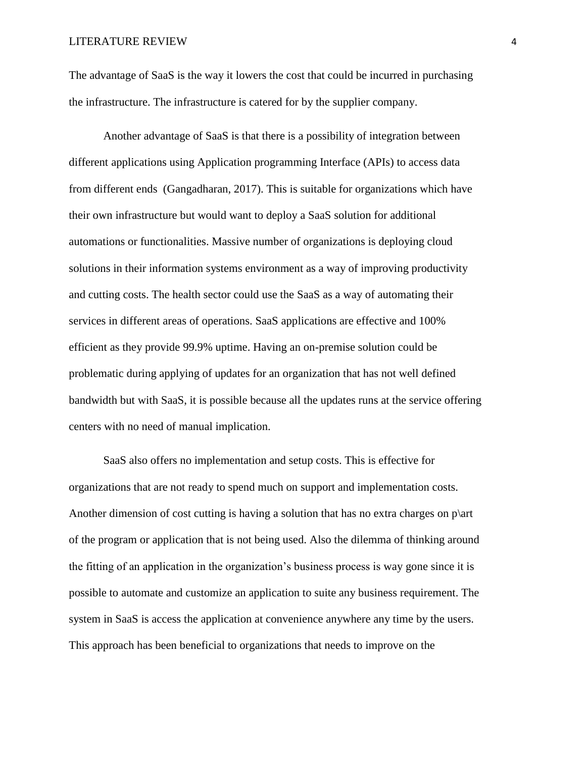The advantage of SaaS is the way it lowers the cost that could be incurred in purchasing the infrastructure. The infrastructure is catered for by the supplier company.

Another advantage of SaaS is that there is a possibility of integration between different applications using Application programming Interface (APIs) to access data from different ends  (Gangadharan, 2017). This is suitable for organizations which have their own infrastructure but would want to deploy a SaaS solution for additional automations or functionalities. Massive number of organizations is deploying cloud solutions in their information systems environment as a way of improving productivity and cutting costs. The health sector could use the SaaS as a way of automating their services in different areas of operations. SaaS applications are effective and 100% efficient as they provide 99.9% uptime. Having an on-premise solution could be problematic during applying of updates for an organization that has not well defined bandwidth but with SaaS, it is possible because all the updates runs at the service offering centers with no need of manual implication.

SaaS also offers no implementation and setup costs. This is effective for organizations that are not ready to spend much on support and implementation costs. Another dimension of cost cutting is having a solution that has no extra charges on p\art of the program or application that is not being used. Also the dilemma of thinking around the fitting of an application in the organization's business process is way gone since it is possible to automate and customize an application to suite any business requirement. The system in SaaS is access the application at convenience anywhere any time by the users. This approach has been beneficial to organizations that needs to improve on the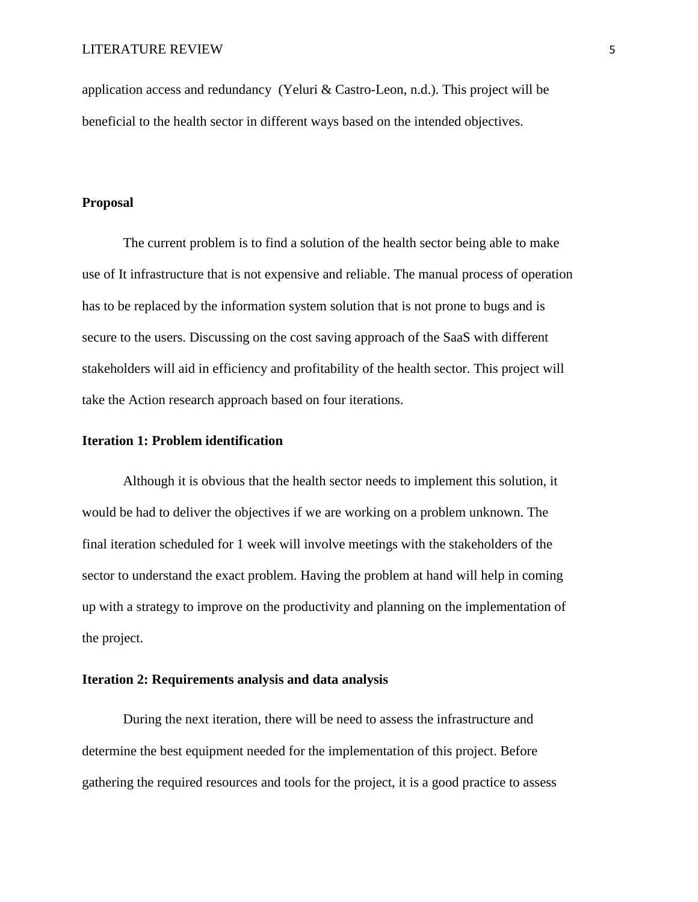application access and redundancy (Yeluri & Castro-Leon, n.d.). This project will be beneficial to the health sector in different ways based on the intended objectives.

**Proposal**

The current problem is to find a solution of the health sector being able to make use of It infrastructure that is not expensive and reliable. The manual process of operation has to be replaced by the information system solution that is not prone to bugs and is secure to the users. Discussing on the cost saving approach of the SaaS with different stakeholders will aid in efficiency and profitability of the health sector. This project will take the Action research approach based on four iterations.

**Iteration 1: Problem identification**

Although it is obvious that the health sector needs to implement this solution, it would be had to deliver the objectives if we are working on a problem unknown. The final iteration scheduled for 1 week will involve meetings with the stakeholders of the sector to understand the exact problem. Having the problem at hand will help in coming up with a strategy to improve on the productivity and planning on the implementation of the project.

**Iteration 2: Requirements analysis and data analysis**

During the next iteration, there will be need to assess the infrastructure and determine the best equipment needed for the implementation of this project. Before gathering the required resources and tools for the project, it is a good practice to assess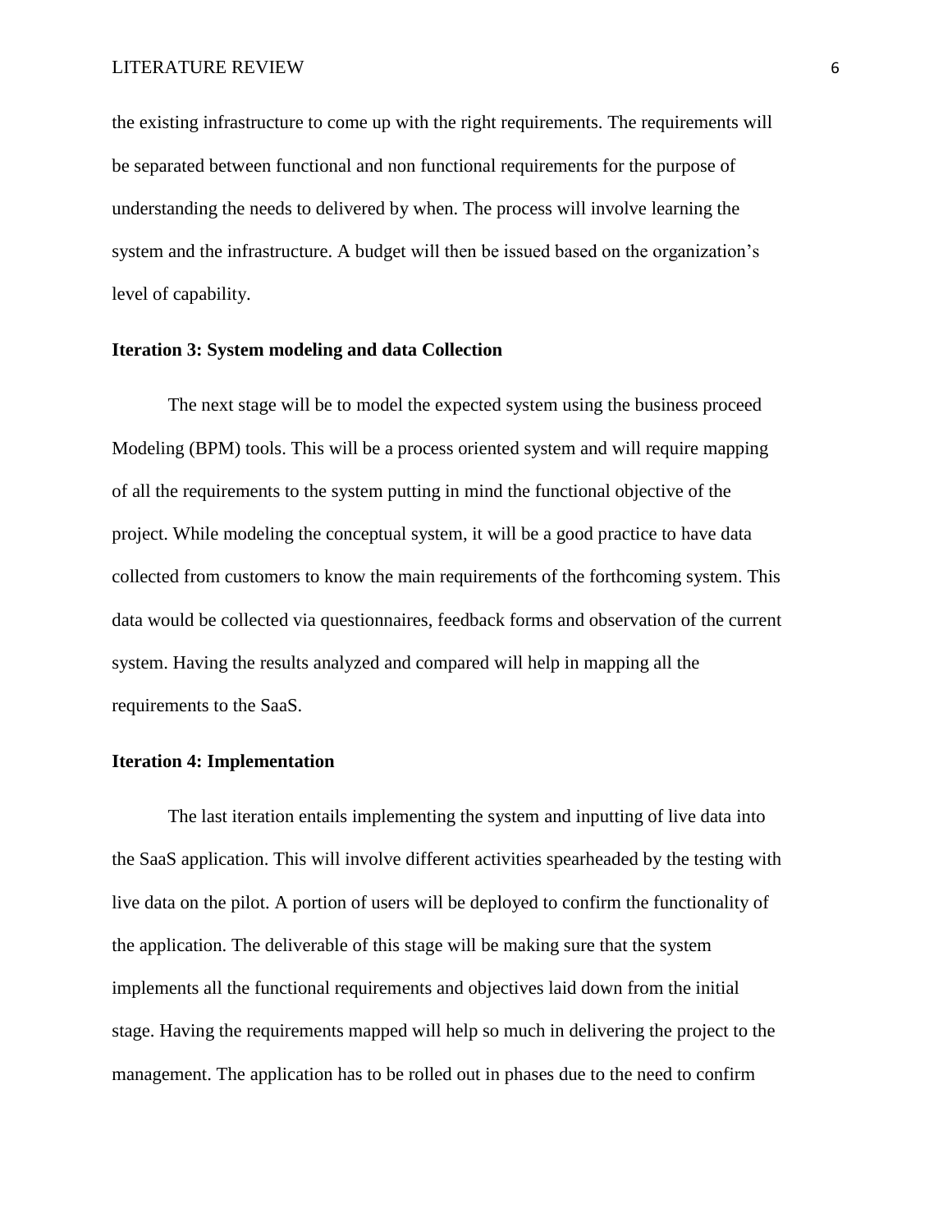the existing infrastructure to come up with the right requirements. The requirements will be separated between functional and non functional requirements for the purpose of understanding the needs to delivered by when. The process will involve learning the system and the infrastructure. A budget will then be issued based on the organization's level of capability.

**Iteration 3: System modeling and data Collection**

The next stage will be to model the expected system using the business proceed Modeling (BPM) tools. This will be a process oriented system and will require mapping of all the requirements to the system putting in mind the functional objective of the project. While modeling the conceptual system, it will be a good practice to have data collected from customers to know the main requirements of the forthcoming system. This data would be collected via questionnaires, feedback forms and observation of the current system. Having the results analyzed and compared will help in mapping all the requirements to the SaaS.

**Iteration 4: Implementation**

The last iteration entails implementing the system and inputting of live data into the SaaS application. This will involve different activities spearheaded by the testing with live data on the pilot. A portion of users will be deployed to confirm the functionality of the application. The deliverable of this stage will be making sure that the system implements all the functional requirements and objectives laid down from the initial stage. Having the requirements mapped will help so much in delivering the project to the management. The application has to be rolled out in phases due to the need to confirm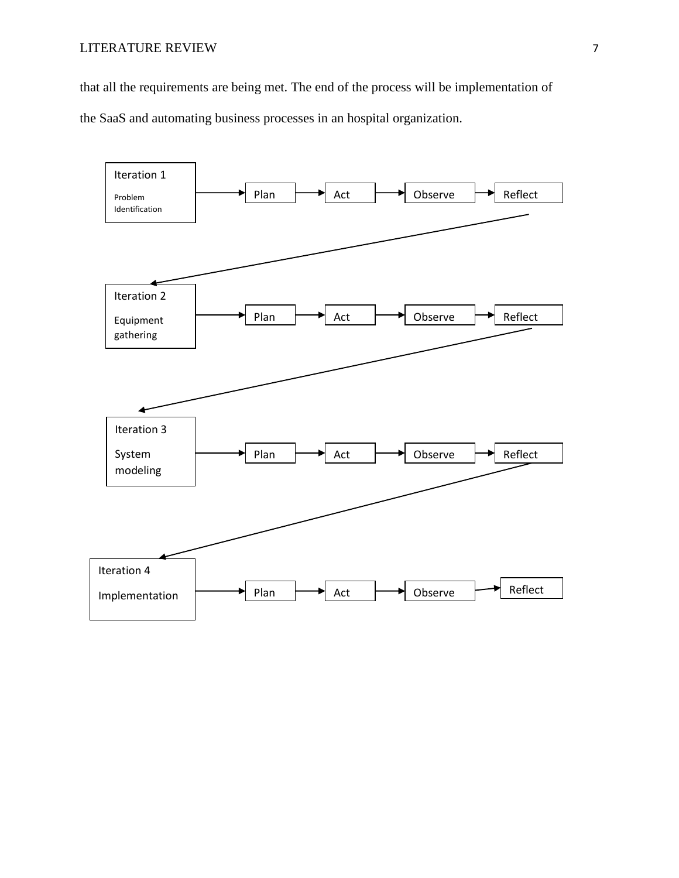that all the requirements are being met. The end of the process will be implementation of the SaaS and automating business processes in an hospital organization.

Iteration 1
Problem Identification → Plan → Act → Observe → Reflect

Iteration 2
Equipment gathering → Plan → Act → Observe → Reflect

Iteration 3
System modeling → Plan → Act → Observe → Reflect

Iteration 4
Implementation → Plan → Act → Observe → Reflect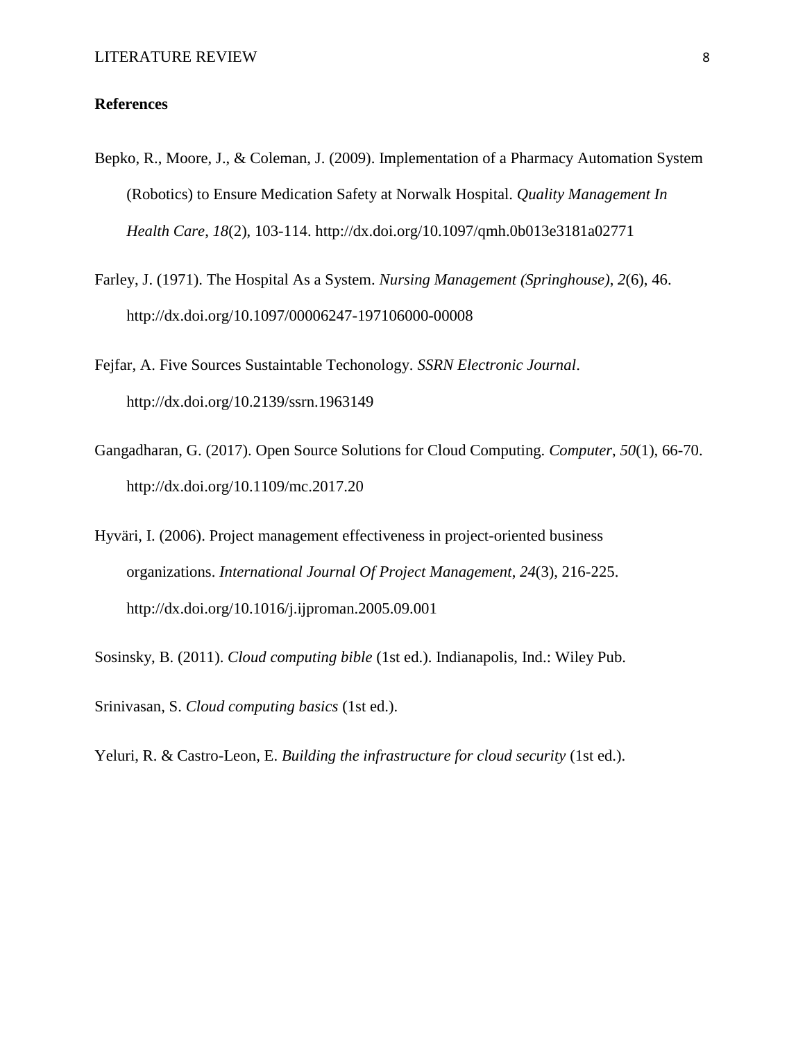## References

Bepko, R., Moore, J., & Coleman, J. (2009). Implementation of a Pharmacy Automation System (Robotics) to Ensure Medication Safety at Norwalk Hospital. *Quality Management In Health Care*, *18*(2), 103-114. http://dx.doi.org/10.1097/qmh.0b013e3181a02771

Farley, J. (1971). The Hospital As a System. *Nursing Management (Springhouse)*, *2*(6), 46. http://dx.doi.org/10.1097/00006247-197106000-00008

Fejfar, A. Five Sources Sustaintable Techonology. *SSRN Electronic Journal*. http://dx.doi.org/10.2139/ssrn.1963149

Gangadharan, G. (2017). Open Source Solutions for Cloud Computing. *Computer*, *50*(1), 66-70. http://dx.doi.org/10.1109/mc.2017.20

Hyväri, I. (2006). Project management effectiveness in project-oriented business organizations. *International Journal Of Project Management*, *24*(3), 216-225. http://dx.doi.org/10.1016/j.ijproman.2005.09.001

Sosinsky, B. (2011). *Cloud computing bible* (1st ed.). Indianapolis, Ind.: Wiley Pub.

Srinivasan, S. *Cloud computing basics* (1st ed.).

Yeluri, R. & Castro-Leon, E. *Building the infrastructure for cloud security* (1st ed.).